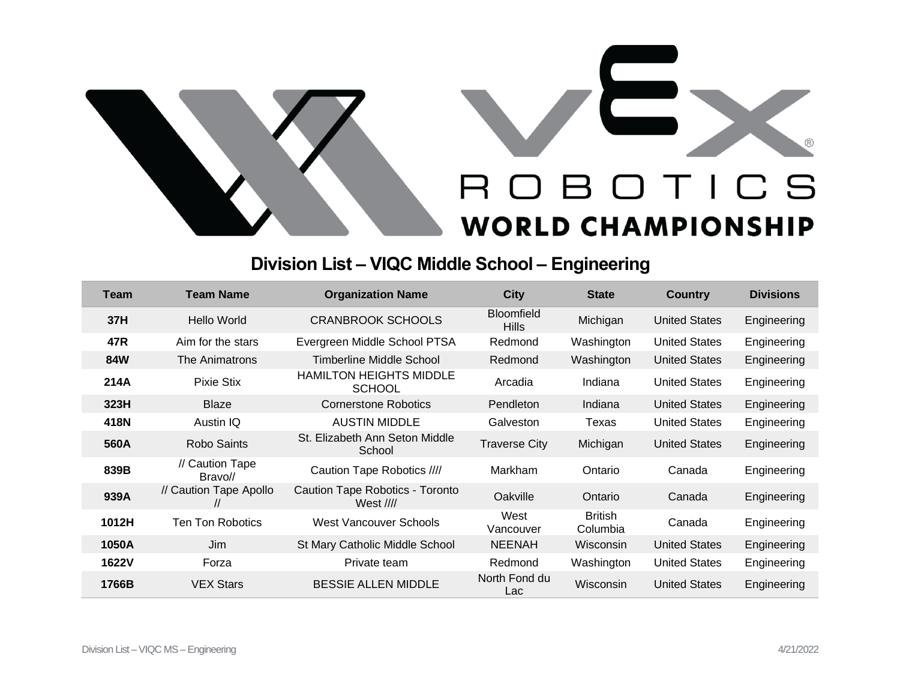VEX ROBOTICS WORLD CHAMPIONSHIP

## Division List – VIQC Middle School – Engineering

| Team | Team Name | Organization Name | City | State | Country | Divisions |
|---|---|---|---|---|---|---|
| **37H** | Hello World | CRANBROOK SCHOOLS | Bloomfield Hills | Michigan | United States | Engineering |
| **47R** | Aim for the stars | Evergreen Middle School PTSA | Redmond | Washington | United States | Engineering |
| **84W** | The Animatrons | Timberline Middle School | Redmond | Washington | United States | Engineering |
| **214A** | Pixie Stix | HAMILTON HEIGHTS MIDDLE SCHOOL | Arcadia | Indiana | United States | Engineering |
| **323H** | Blaze | Cornerstone Robotics | Pendleton | Indiana | United States | Engineering |
| **418N** | Austin IQ | AUSTIN MIDDLE | Galveston | Texas | United States | Engineering |
| **560A** | Robo Saints | St. Elizabeth Ann Seton Middle School | Traverse City | Michigan | United States | Engineering |
| **839B** | // Caution Tape Bravo// | Caution Tape Robotics //// | Markham | Ontario | Canada | Engineering |
| **939A** | // Caution Tape Apollo // | Caution Tape Robotics - Toronto West //// | Oakville | Ontario | Canada | Engineering |
| **1012H** | Ten Ton Robotics | West Vancouver Schools | West Vancouver | British Columbia | Canada | Engineering |
| **1050A** | Jim | St Mary Catholic Middle School | NEENAH | Wisconsin | United States | Engineering |
| **1622V** | Forza | Private team | Redmond | Washington | United States | Engineering |
| **1766B** | VEX Stars | BESSIE ALLEN MIDDLE | North Fond du Lac | Wisconsin | United States | Engineering |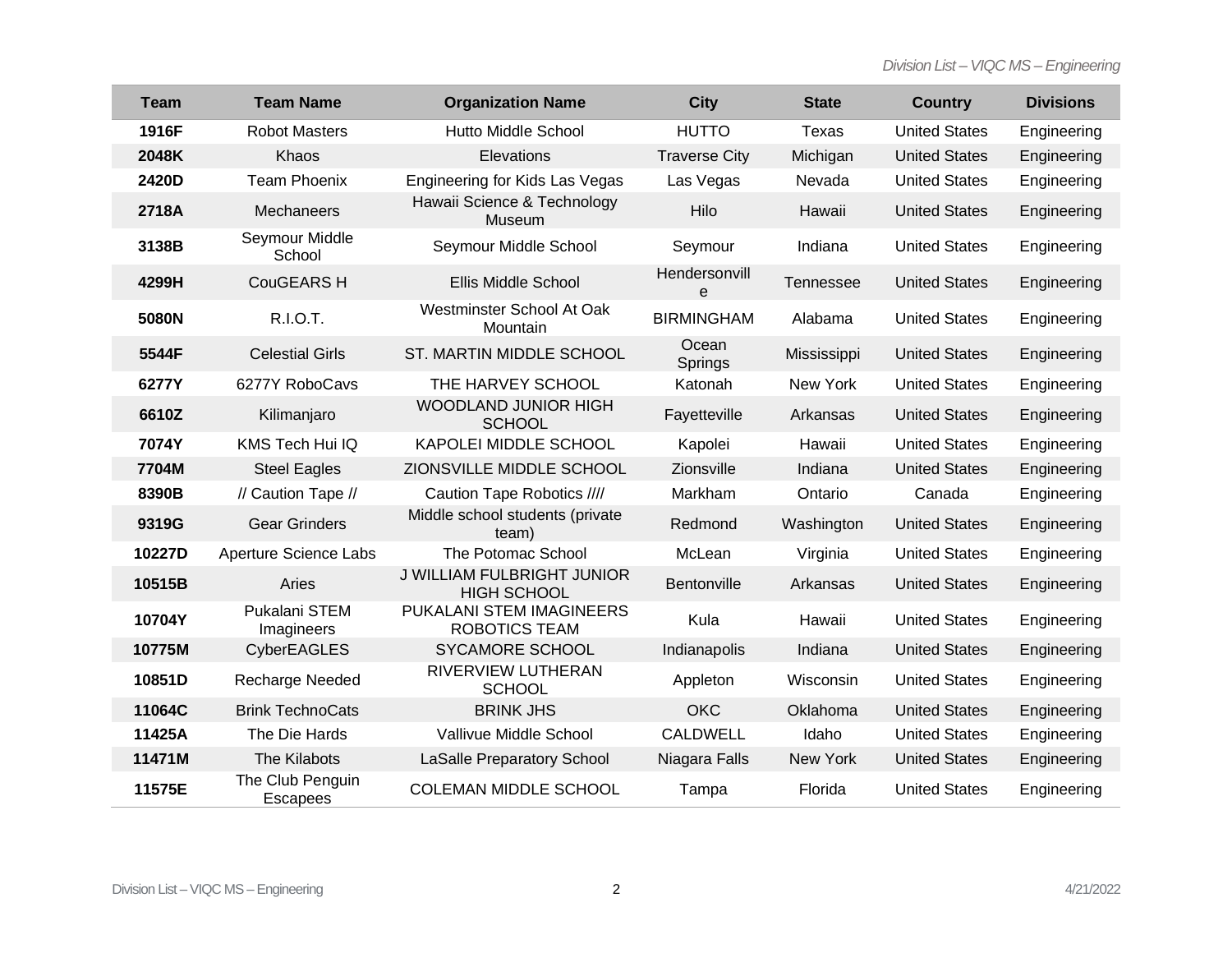| Team | Team Name | Organization Name | City | State | Country | Divisions |
|---|---|---|---|---|---|---|
| **1916F** | Robot Masters | Hutto Middle School | HUTTO | Texas | United States | Engineering |
| **2048K** | Khaos | Elevations | Traverse City | Michigan | United States | Engineering |
| **2420D** | Team Phoenix | Engineering for Kids Las Vegas | Las Vegas | Nevada | United States | Engineering |
| **2718A** | Mechaneers | Hawaii Science & Technology Museum | Hilo | Hawaii | United States | Engineering |
| **3138B** | Seymour Middle School | Seymour Middle School | Seymour | Indiana | United States | Engineering |
| **4299H** | CouGEARS H | Ellis Middle School | Hendersonville | Tennessee | United States | Engineering |
| **5080N** | R.I.O.T. | Westminster School At Oak Mountain | BIRMINGHAM | Alabama | United States | Engineering |
| **5544F** | Celestial Girls | ST. MARTIN MIDDLE SCHOOL | Ocean Springs | Mississippi | United States | Engineering |
| **6277Y** | 6277Y RoboCavs | THE HARVEY SCHOOL | Katonah | New York | United States | Engineering |
| **6610Z** | Kilimanjaro | WOODLAND JUNIOR HIGH SCHOOL | Fayetteville | Arkansas | United States | Engineering |
| **7074Y** | KMS Tech Hui IQ | KAPOLEI MIDDLE SCHOOL | Kapolei | Hawaii | United States | Engineering |
| **7704M** | Steel Eagles | ZIONSVILLE MIDDLE SCHOOL | Zionsville | Indiana | United States | Engineering |
| **8390B** | // Caution Tape // | Caution Tape Robotics //// | Markham | Ontario | Canada | Engineering |
| **9319G** | Gear Grinders | Middle school students (private team) | Redmond | Washington | United States | Engineering |
| **10227D** | Aperture Science Labs | The Potomac School | McLean | Virginia | United States | Engineering |
| **10515B** | Aries | J WILLIAM FULBRIGHT JUNIOR HIGH SCHOOL | Bentonville | Arkansas | United States | Engineering |
| **10704Y** | Pukalani STEM Imagineers | PUKALANI STEM IMAGINEERS ROBOTICS TEAM | Kula | Hawaii | United States | Engineering |
| **10775M** | CyberEAGLES | SYCAMORE SCHOOL | Indianapolis | Indiana | United States | Engineering |
| **10851D** | Recharge Needed | RIVERVIEW LUTHERAN SCHOOL | Appleton | Wisconsin | United States | Engineering |
| **11064C** | Brink TechnoCats | BRINK JHS | OKC | Oklahoma | United States | Engineering |
| **11425A** | The Die Hards | Vallivue Middle School | CALDWELL | Idaho | United States | Engineering |
| **11471M** | The Kilabots | LaSalle Preparatory School | Niagara Falls | New York | United States | Engineering |
| **11575E** | The Club Penguin Escapees | COLEMAN MIDDLE SCHOOL | Tampa | Florida | United States | Engineering |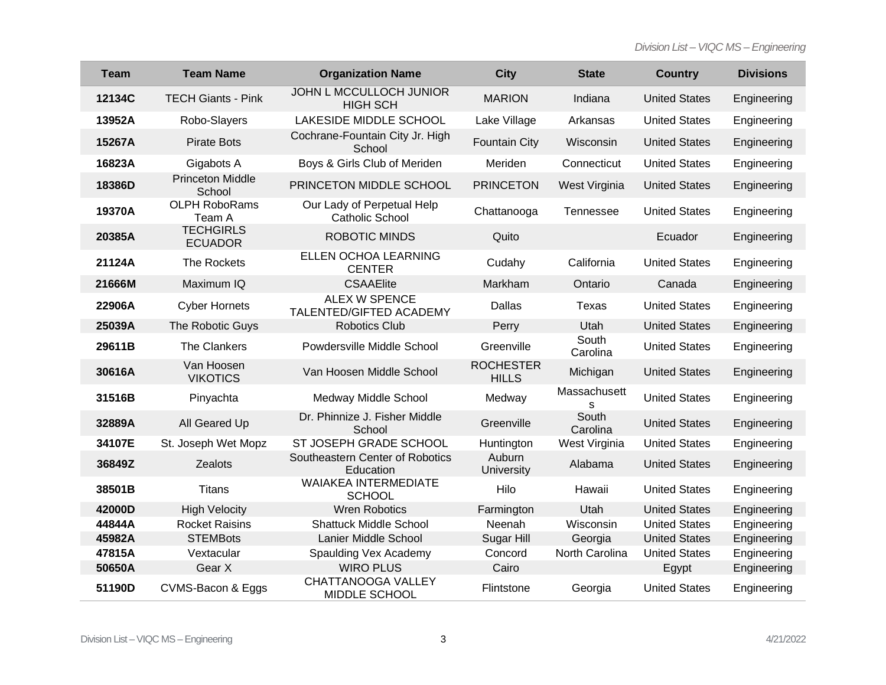| Team | Team Name | Organization Name | City | State | Country | Divisions |
|---|---|---|---|---|---|---|
| 12134C | TECH Giants - Pink | JOHN L MCCULLOCH JUNIOR HIGH SCH | MARION | Indiana | United States | Engineering |
| 13952A | Robo-Slayers | LAKESIDE MIDDLE SCHOOL | Lake Village | Arkansas | United States | Engineering |
| 15267A | Pirate Bots | Cochrane-Fountain City Jr. High School | Fountain City | Wisconsin | United States | Engineering |
| 16823A | Gigabots A | Boys & Girls Club of Meriden | Meriden | Connecticut | United States | Engineering |
| 18386D | Princeton Middle School | PRINCETON MIDDLE SCHOOL | PRINCETON | West Virginia | United States | Engineering |
| 19370A | OLPH RoboRams Team A | Our Lady of Perpetual Help Catholic School | Chattanooga | Tennessee | United States | Engineering |
| 20385A | TECHGIRLS ECUADOR | ROBOTIC MINDS | Quito | | Ecuador | Engineering |
| 21124A | The Rockets | ELLEN OCHOA LEARNING CENTER | Cudahy | California | United States | Engineering |
| 21666M | Maximum IQ | CSAAElite | Markham | Ontario | Canada | Engineering |
| 22906A | Cyber Hornets | ALEX W SPENCE TALENTED/GIFTED ACADEMY | Dallas | Texas | United States | Engineering |
| 25039A | The Robotic Guys | Robotics Club | Perry | Utah | United States | Engineering |
| 29611B | The Clankers | Powdersville Middle School | Greenville | South Carolina | United States | Engineering |
| 30616A | Van Hoosen VIKOTICS | Van Hoosen Middle School | ROCHESTER HILLS | Michigan | United States | Engineering |
| 31516B | Pinyachta | Medway Middle School | Medway | Massachusetts | United States | Engineering |
| 32889A | All Geared Up | Dr. Phinnize J. Fisher Middle School | Greenville | South Carolina | United States | Engineering |
| 34107E | St. Joseph Wet Mopz | ST JOSEPH GRADE SCHOOL | Huntington | West Virginia | United States | Engineering |
| 36849Z | Zealots | Southeastern Center of Robotics Education | Auburn University | Alabama | United States | Engineering |
| 38501B | Titans | WAIAKEA INTERMEDIATE SCHOOL | Hilo | Hawaii | United States | Engineering |
| 42000D | High Velocity | Wren Robotics | Farmington | Utah | United States | Engineering |
| 44844A | Rocket Raisins | Shattuck Middle School | Neenah | Wisconsin | United States | Engineering |
| 45982A | STEMBots | Lanier Middle School | Sugar Hill | Georgia | United States | Engineering |
| 47815A | Vextacular | Spaulding Vex Academy | Concord | North Carolina | United States | Engineering |
| 50650A | Gear X | WIRO PLUS | Cairo | | Egypt | Engineering |
| 51190D | CVMS-Bacon & Eggs | CHATTANOOGA VALLEY MIDDLE SCHOOL | Flintstone | Georgia | United States | Engineering |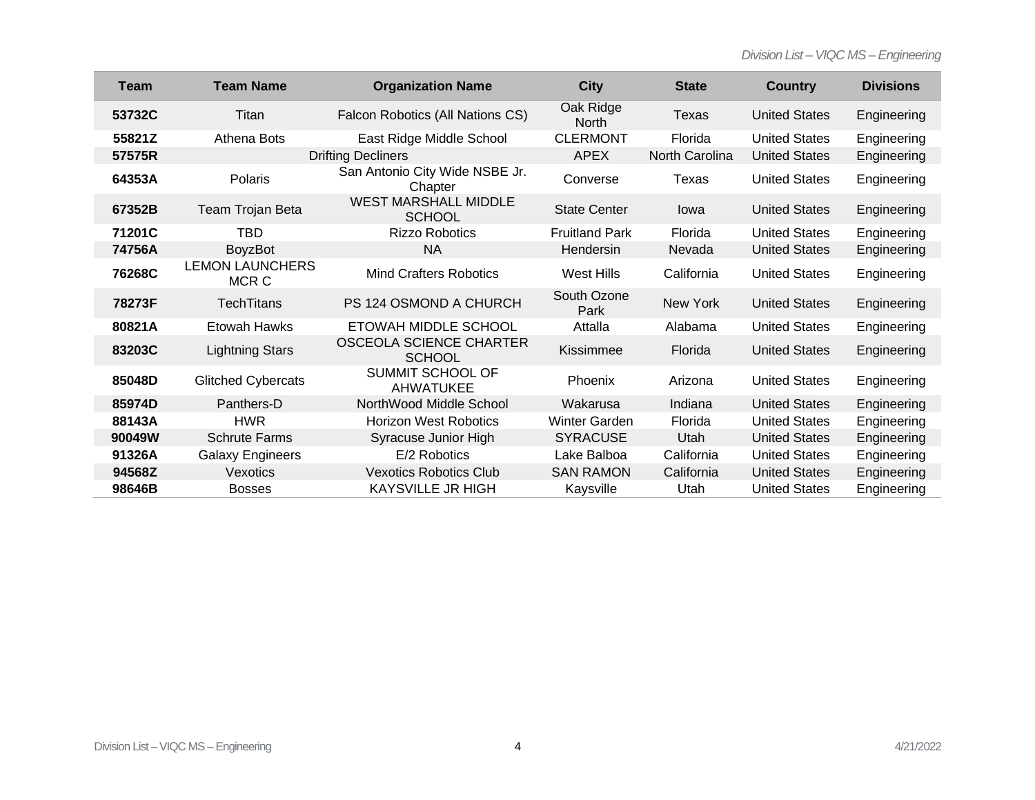| Team | Team Name | Organization Name | City | State | Country | Divisions |
|---|---|---|---|---|---|---|
| **53732C** | Titan | Falcon Robotics (All Nations CS) | Oak Ridge North | Texas | United States | Engineering |
| **55821Z** | Athena Bots | East Ridge Middle School | CLERMONT | Florida | United States | Engineering |
| **57575R** | Drifting Decliners | | APEX | North Carolina | United States | Engineering |
| **64353A** | Polaris | San Antonio City Wide NSBE Jr. Chapter | Converse | Texas | United States | Engineering |
| **67352B** | Team Trojan Beta | WEST MARSHALL MIDDLE SCHOOL | State Center | Iowa | United States | Engineering |
| **71201C** | TBD | Rizzo Robotics | Fruitland Park | Florida | United States | Engineering |
| **74756A** | BoyzBot | NA | Hendersin | Nevada | United States | Engineering |
| **76268C** | LEMON LAUNCHERS MCR C | Mind Crafters Robotics | West Hills | California | United States | Engineering |
| **78273F** | TechTitans | PS 124 OSMOND A CHURCH | South Ozone Park | New York | United States | Engineering |
| **80821A** | Etowah Hawks | ETOWAH MIDDLE SCHOOL | Attalla | Alabama | United States | Engineering |
| **83203C** | Lightning Stars | OSCEOLA SCIENCE CHARTER SCHOOL | Kissimmee | Florida | United States | Engineering |
| **85048D** | Glitched Cybercats | SUMMIT SCHOOL OF AHWATUKEE | Phoenix | Arizona | United States | Engineering |
| **85974D** | Panthers-D | NorthWood Middle School | Wakarusa | Indiana | United States | Engineering |
| **88143A** | HWR | Horizon West Robotics | Winter Garden | Florida | United States | Engineering |
| **90049W** | Schrute Farms | Syracuse Junior High | SYRACUSE | Utah | United States | Engineering |
| **91326A** | Galaxy Engineers | E/2 Robotics | Lake Balboa | California | United States | Engineering |
| **94568Z** | Vexotics | Vexotics Robotics Club | SAN RAMON | California | United States | Engineering |
| **98646B** | Bosses | KAYSVILLE JR HIGH | Kaysville | Utah | United States | Engineering |